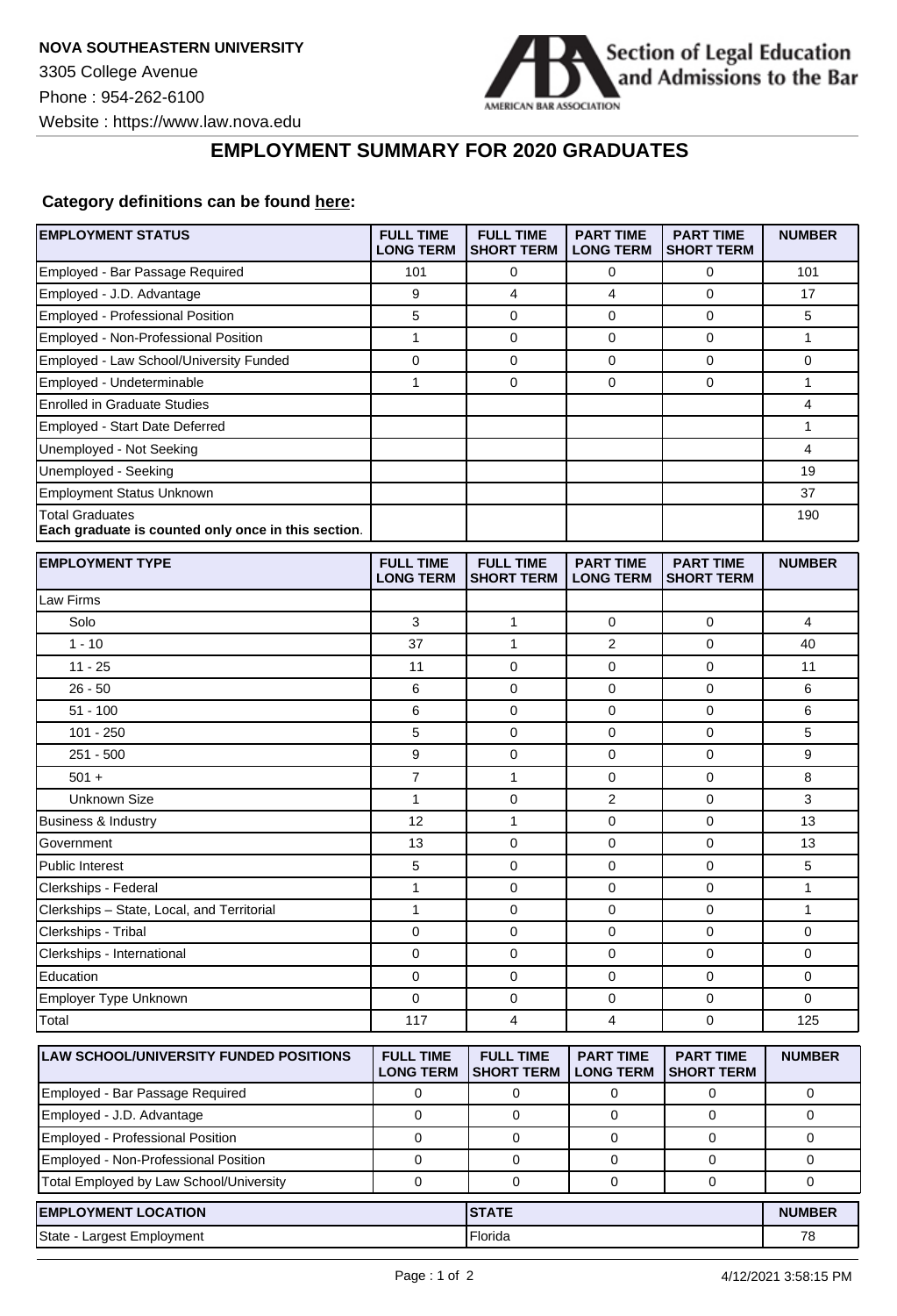**NOVA SOUTHEASTERN UNIVERSITY**

3305 College Avenue

Phone : 954-262-6100

Website : https://www.law.nova.edu

Section of Legal Education and Admissions to the Bar

AMERICAN BAR ASSOCIATION

## EMPLOYMENT SUMMARY FOR 2020 GRADUATES

**Category definitions can be found here:**

| EMPLOYMENT STATUS | FULL TIME LONG TERM | FULL TIME SHORT TERM | PART TIME LONG TERM | PART TIME SHORT TERM | NUMBER |
|---|---|---|---|---|---|
| Employed - Bar Passage Required | 101 | 0 | 0 | 0 | 101 |
| Employed - J.D. Advantage | 9 | 4 | 4 | 0 | 17 |
| Employed - Professional Position | 5 | 0 | 0 | 0 | 5 |
| Employed - Non-Professional Position | 1 | 0 | 0 | 0 | 1 |
| Employed - Law School/University Funded | 0 | 0 | 0 | 0 | 0 |
| Employed - Undeterminable | 1 | 0 | 0 | 0 | 1 |
| Enrolled in Graduate Studies | | | | | 4 |
| Employed - Start Date Deferred | | | | | 1 |
| Unemployed - Not Seeking | | | | | 4 |
| Unemployed - Seeking | | | | | 19 |
| Employment Status Unknown | | | | | 37 |
| Total Graduates **Each graduate is counted only once in this section**. | | | | | 190 |

| EMPLOYMENT TYPE | FULL TIME LONG TERM | FULL TIME SHORT TERM | PART TIME LONG TERM | PART TIME SHORT TERM | NUMBER |
|---|---|---|---|---|---|
| Law Firms | | | | | |
| Solo | 3 | 1 | 0 | 0 | 4 |
| 1 - 10 | 37 | 1 | 2 | 0 | 40 |
| 11 - 25 | 11 | 0 | 0 | 0 | 11 |
| 26 - 50 | 6 | 0 | 0 | 0 | 6 |
| 51 - 100 | 6 | 0 | 0 | 0 | 6 |
| 101 - 250 | 5 | 0 | 0 | 0 | 5 |
| 251 - 500 | 9 | 0 | 0 | 0 | 9 |
| 501 + | 7 | 1 | 0 | 0 | 8 |
| Unknown Size | 1 | 0 | 2 | 0 | 3 |
| Business & Industry | 12 | 1 | 0 | 0 | 13 |
| Government | 13 | 0 | 0 | 0 | 13 |
| Public Interest | 5 | 0 | 0 | 0 | 5 |
| Clerkships - Federal | 1 | 0 | 0 | 0 | 1 |
| Clerkships – State, Local, and Territorial | 1 | 0 | 0 | 0 | 1 |
| Clerkships - Tribal | 0 | 0 | 0 | 0 | 0 |
| Clerkships - International | 0 | 0 | 0 | 0 | 0 |
| Education | 0 | 0 | 0 | 0 | 0 |
| Employer Type Unknown | 0 | 0 | 0 | 0 | 0 |
| Total | 117 | 4 | 4 | 0 | 125 |

| LAW SCHOOL/UNIVERSITY FUNDED POSITIONS | FULL TIME LONG TERM | FULL TIME SHORT TERM | PART TIME LONG TERM | PART TIME SHORT TERM | NUMBER |
|---|---|---|---|---|---|
| Employed - Bar Passage Required | 0 | 0 | 0 | 0 | 0 |
| Employed - J.D. Advantage | 0 | 0 | 0 | 0 | 0 |
| Employed - Professional Position | 0 | 0 | 0 | 0 | 0 |
| Employed - Non-Professional Position | 0 | 0 | 0 | 0 | 0 |
| Total Employed by Law School/University | 0 | 0 | 0 | 0 | 0 |

| EMPLOYMENT LOCATION | STATE | NUMBER |
|---|---|---|
| State - Largest Employment | Florida | 78 |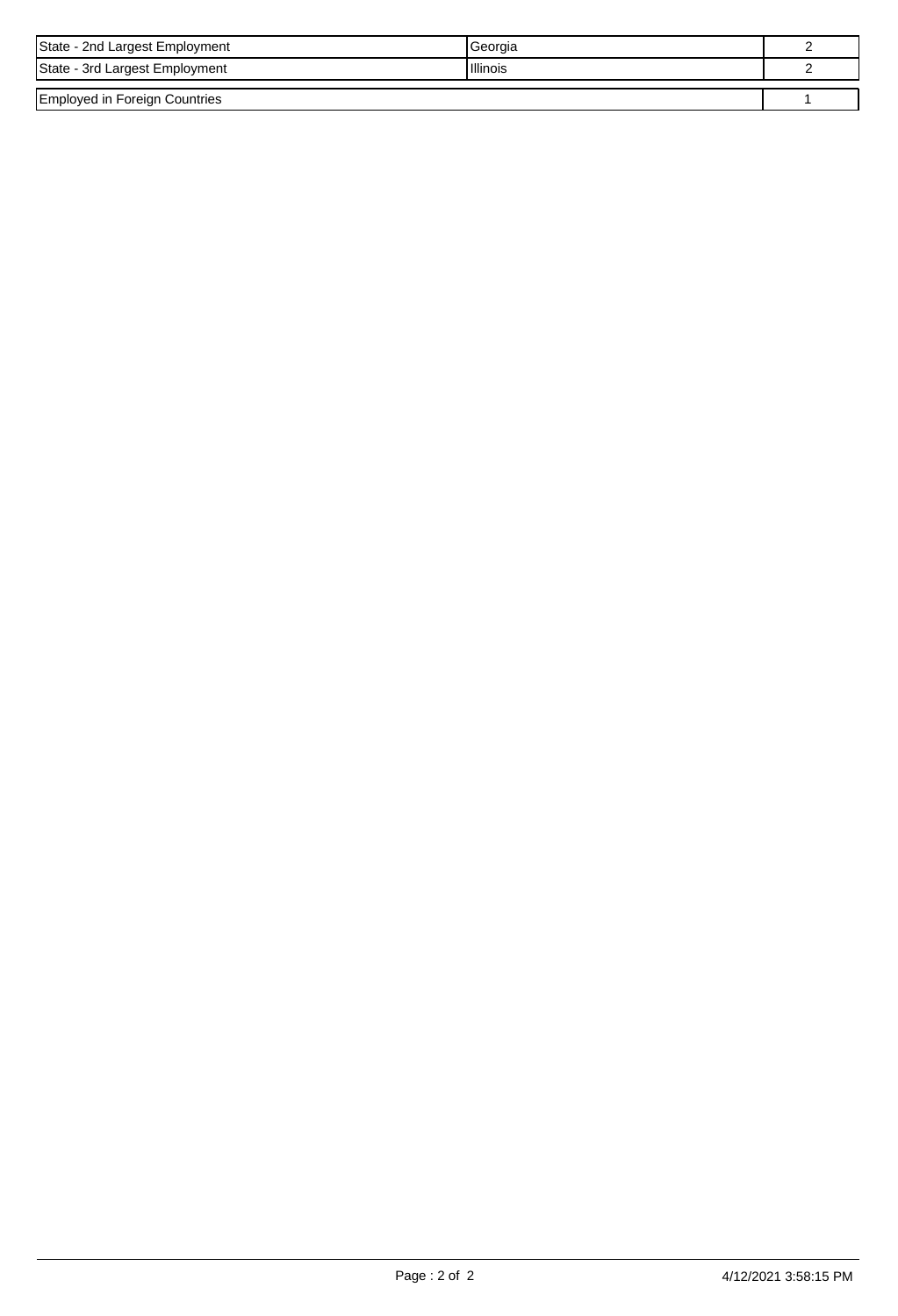| | | |
|---|---|---|
| State - 2nd Largest Employment | Georgia | 2 |
| State - 3rd Largest Employment | Illinois | 2 |

| | |
|---|---|
| Employed in Foreign Countries | 1 |